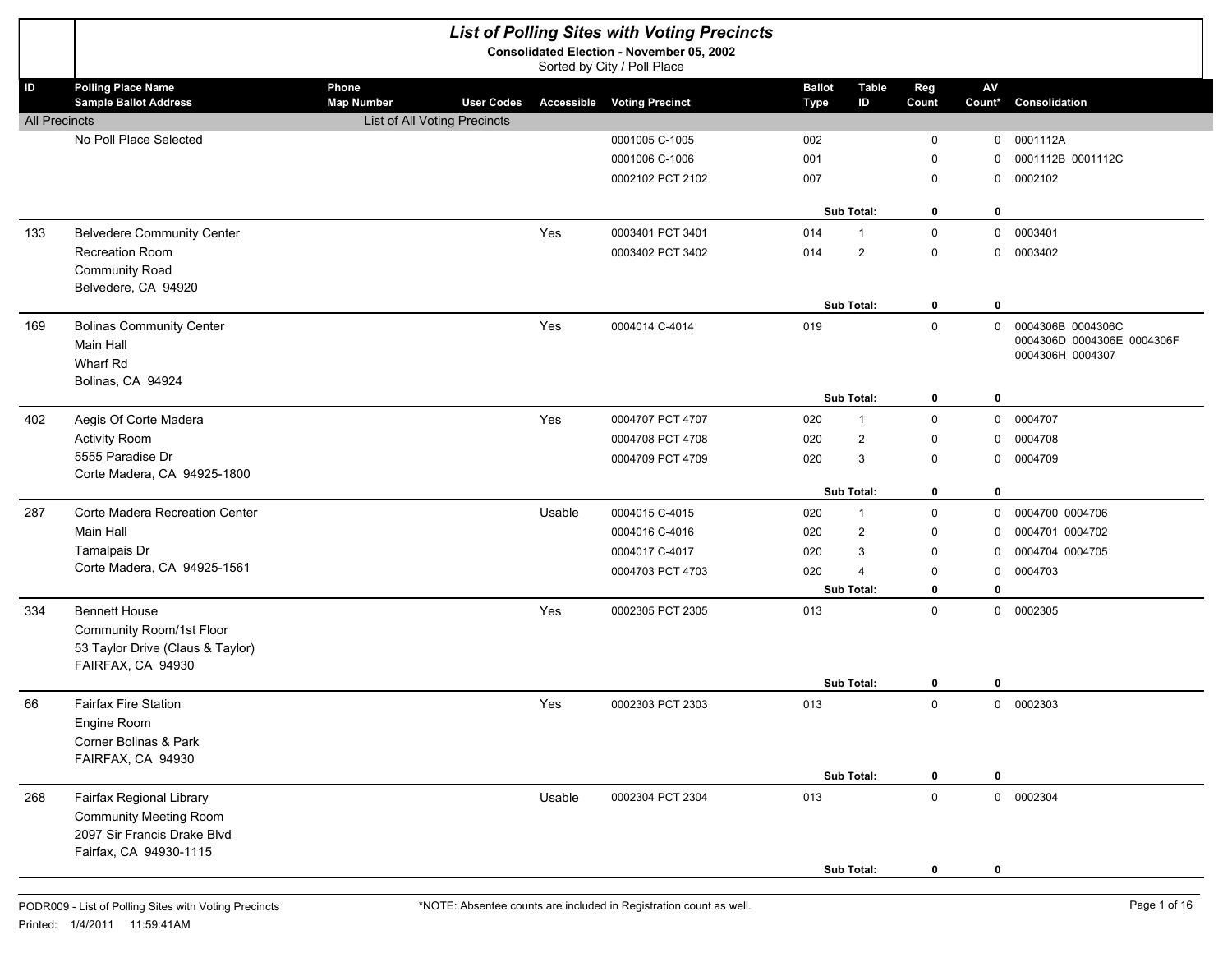# *List of Polling Sites with Voting Precincts*

**Consolidated Election - November 05, 2002**

Sorted by City / Poll Place

| ID | Polling Place Name / Sample Ballot Address | Phone / Map Number | User Codes | Accessible | Voting Precinct | Ballot Type | Table ID | Reg Count | AV Count* | Consolidation |
|---|---|---|---|---|---|---|---|---|---|---|
| All Precincts | | List of All Voting Precincts | | | | | | | | |
| | No Poll Place Selected | | | | 0001005 C-1005 | 002 | | 0 | 0 | 0001112A |
| | | | | | 0001006 C-1006 | 001 | | 0 | 0 | 0001112B 0001112C |
| | | | | | 0002102 PCT 2102 | 007 | | 0 | 0 | 0002102 |
| | | | | | | | **Sub Total:** | **0** | **0** | |
| 133 | Belvedere Community Center | | | Yes | 0003401 PCT 3401 | 014 | 1 | 0 | 0 | 0003401 |
| | Recreation Room | | | | 0003402 PCT 3402 | 014 | 2 | 0 | 0 | 0003402 |
| | Community Road | | | | | | | | | |
| | Belvedere, CA 94920 | | | | | | | | | |
| | | | | | | | **Sub Total:** | **0** | **0** | |
| 169 | Bolinas Community Center | | | Yes | 0004014 C-4014 | 019 | | 0 | 0 | 0004306B 0004306C 0004306D 0004306E 0004306F 0004306H 0004307 |
| | Main Hall | | | | | | | | | |
| | Wharf Rd | | | | | | | | | |
| | Bolinas, CA 94924 | | | | | | | | | |
| | | | | | | | **Sub Total:** | **0** | **0** | |
| 402 | Aegis Of Corte Madera | | | Yes | 0004707 PCT 4707 | 020 | 1 | 0 | 0 | 0004707 |
| | Activity Room | | | | 0004708 PCT 4708 | 020 | 2 | 0 | 0 | 0004708 |
| | 5555 Paradise Dr | | | | 0004709 PCT 4709 | 020 | 3 | 0 | 0 | 0004709 |
| | Corte Madera, CA 94925-1800 | | | | | | | | | |
| | | | | | | | **Sub Total:** | **0** | **0** | |
| 287 | Corte Madera Recreation Center | | | Usable | 0004015 C-4015 | 020 | 1 | 0 | 0 | 0004700 0004706 |
| | Main Hall | | | | 0004016 C-4016 | 020 | 2 | 0 | 0 | 0004701 0004702 |
| | Tamalpais Dr | | | | 0004017 C-4017 | 020 | 3 | 0 | 0 | 0004704 0004705 |
| | Corte Madera, CA 94925-1561 | | | | 0004703 PCT 4703 | 020 | 4 | 0 | 0 | 0004703 |
| | | | | | | | **Sub Total:** | **0** | **0** | |
| 334 | Bennett House | | | Yes | 0002305 PCT 2305 | 013 | | 0 | 0 | 0002305 |
| | Community Room/1st Floor | | | | | | | | | |
| | 53 Taylor Drive (Claus & Taylor) | | | | | | | | | |
| | FAIRFAX, CA 94930 | | | | | | | | | |
| | | | | | | | **Sub Total:** | **0** | **0** | |
| 66 | Fairfax Fire Station | | | Yes | 0002303 PCT 2303 | 013 | | 0 | 0 | 0002303 |
| | Engine Room | | | | | | | | | |
| | Corner Bolinas & Park | | | | | | | | | |
| | FAIRFAX, CA 94930 | | | | | | | | | |
| | | | | | | | **Sub Total:** | **0** | **0** | |
| 268 | Fairfax Regional Library | | | Usable | 0002304 PCT 2304 | 013 | | 0 | 0 | 0002304 |
| | Community Meeting Room | | | | | | | | | |
| | 2097 Sir Francis Drake Blvd | | | | | | | | | |
| | Fairfax, CA 94930-1115 | | | | | | | | | |
| | | | | | | | **Sub Total:** | **0** | **0** | |

PODR009 - List of Polling Sites with Voting Precincts

Printed: 1/4/2011 11:59:41AM

*NOTE: Absentee counts are included in Registration count as well.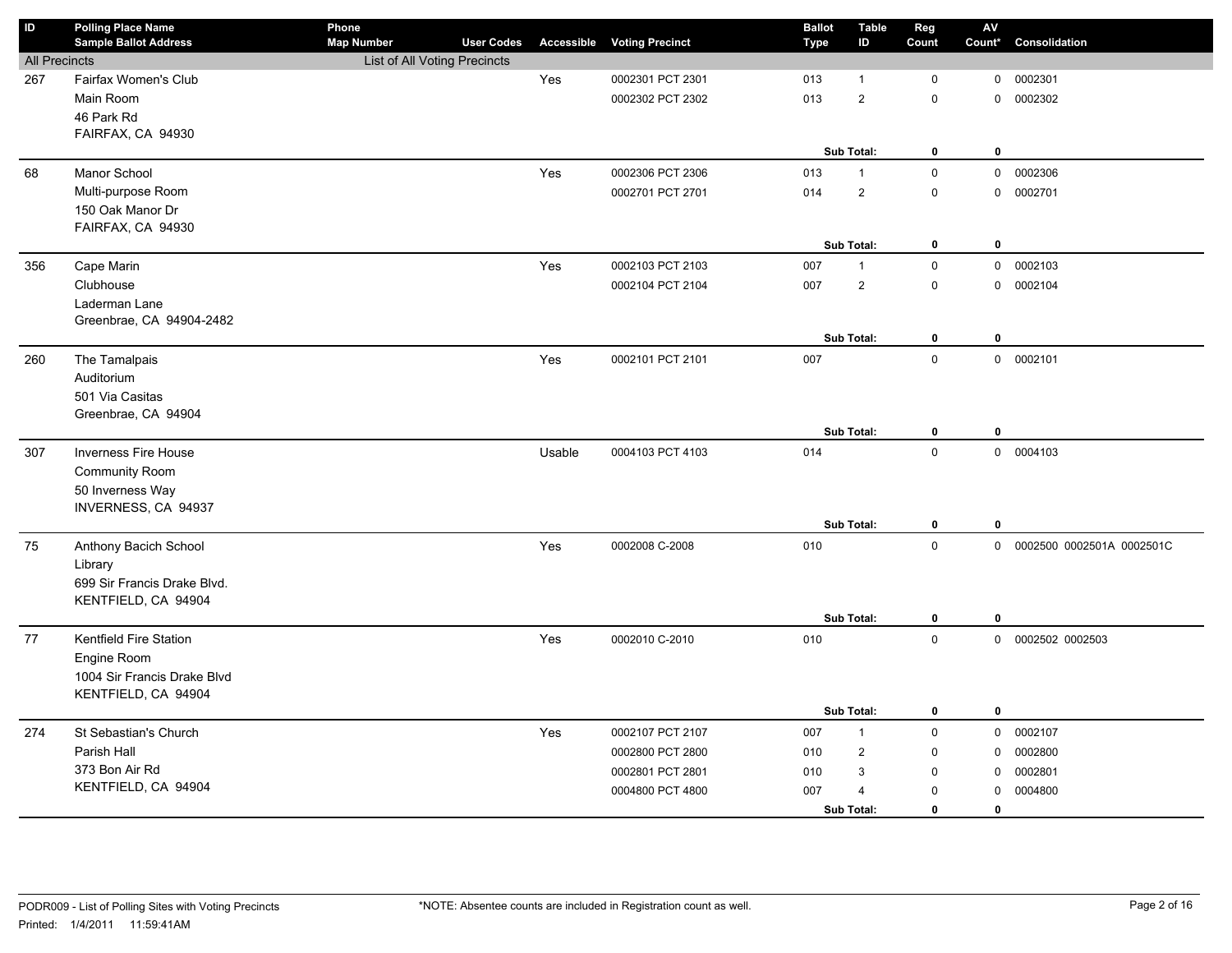| ID | Polling Place Name<br>Sample Ballot Address | Phone<br>Map Number | User Codes | Accessible | Voting Precinct | Ballot Type | Table ID | Reg Count | AV Count* | Consolidation |
|---|---|---|---|---|---|---|---|---|---|---|
| All Precincts | | List of All Voting Precincts | | | | | | | | |
| 267 | Fairfax Women's Club | | | Yes | 0002301 PCT 2301 | 013 | 1 | 0 | 0 | 0002301 |
| | Main Room | | | | 0002302 PCT 2302 | 013 | 2 | 0 | 0 | 0002302 |
| | 46 Park Rd | | | | | | | | | |
| | FAIRFAX, CA 94930 | | | | | | | | | |
| | | | | | | | **Sub Total:** | **0** | **0** | |
| 68 | Manor School | | | Yes | 0002306 PCT 2306 | 013 | 1 | 0 | 0 | 0002306 |
| | Multi-purpose Room | | | | 0002701 PCT 2701 | 014 | 2 | 0 | 0 | 0002701 |
| | 150 Oak Manor Dr | | | | | | | | | |
| | FAIRFAX, CA 94930 | | | | | | | | | |
| | | | | | | | **Sub Total:** | **0** | **0** | |
| 356 | Cape Marin | | | Yes | 0002103 PCT 2103 | 007 | 1 | 0 | 0 | 0002103 |
| | Clubhouse | | | | 0002104 PCT 2104 | 007 | 2 | 0 | 0 | 0002104 |
| | Laderman Lane | | | | | | | | | |
| | Greenbrae, CA 94904-2482 | | | | | | | | | |
| | | | | | | | **Sub Total:** | **0** | **0** | |
| 260 | The Tamalpais | | | Yes | 0002101 PCT 2101 | 007 | | 0 | 0 | 0002101 |
| | Auditorium | | | | | | | | | |
| | 501 Via Casitas | | | | | | | | | |
| | Greenbrae, CA 94904 | | | | | | | | | |
| | | | | | | | **Sub Total:** | **0** | **0** | |
| 307 | Inverness Fire House | | | Usable | 0004103 PCT 4103 | 014 | | 0 | 0 | 0004103 |
| | Community Room | | | | | | | | | |
| | 50 Inverness Way | | | | | | | | | |
| | INVERNESS, CA 94937 | | | | | | | | | |
| | | | | | | | **Sub Total:** | **0** | **0** | |
| 75 | Anthony Bacich School | | | Yes | 0002008 C-2008 | 010 | | 0 | 0 | 0002500 0002501A 0002501C |
| | Library | | | | | | | | | |
| | 699 Sir Francis Drake Blvd. | | | | | | | | | |
| | KENTFIELD, CA 94904 | | | | | | | | | |
| | | | | | | | **Sub Total:** | **0** | **0** | |
| 77 | Kentfield Fire Station | | | Yes | 0002010 C-2010 | 010 | | 0 | 0 | 0002502 0002503 |
| | Engine Room | | | | | | | | | |
| | 1004 Sir Francis Drake Blvd | | | | | | | | | |
| | KENTFIELD, CA 94904 | | | | | | | | | |
| | | | | | | | **Sub Total:** | **0** | **0** | |
| 274 | St Sebastian's Church | | | Yes | 0002107 PCT 2107 | 007 | 1 | 0 | 0 | 0002107 |
| | Parish Hall | | | | 0002800 PCT 2800 | 010 | 2 | 0 | 0 | 0002800 |
| | 373 Bon Air Rd | | | | 0002801 PCT 2801 | 010 | 3 | 0 | 0 | 0002801 |
| | KENTFIELD, CA 94904 | | | | 0004800 PCT 4800 | 007 | 4 | 0 | 0 | 0004800 |
| | | | | | | | **Sub Total:** | **0** | **0** | |

PODR009 - List of Polling Sites with Voting Precincts

Printed: 1/4/2011 11:59:41AM

*NOTE: Absentee counts are included in Registration count as well.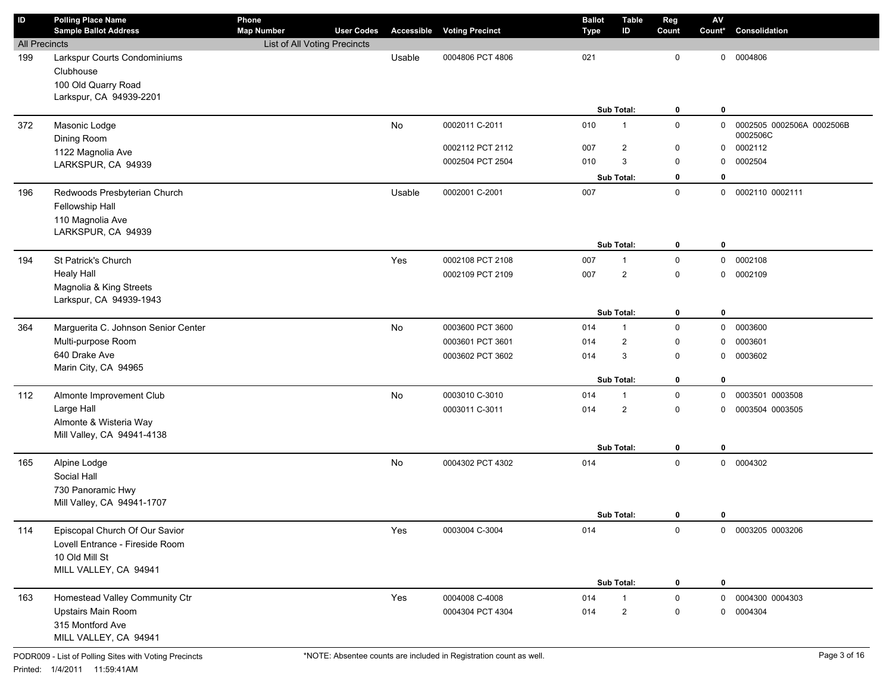| ID | Polling Place Name / Sample Ballot Address | Phone / Map Number | User Codes | Accessible | Voting Precinct | Ballot Type | Table ID | Reg Count | AV Count* | Consolidation |
|---|---|---|---|---|---|---|---|---|---|---|
| All Precincts | | List of All Voting Precincts | | | | | | | | |
| 199 | Larkspur Courts Condominiums Clubhouse 100 Old Quarry Road Larkspur, CA 94939-2201 | | | Usable | 0004806 PCT 4806 | 021 | | 0 | 0 | 0004806 |
| | | | | | | | Sub Total: | **0** | **0** | |
| 372 | Masonic Lodge Dining Room 1122 Magnolia Ave LARKSPUR, CA 94939 | | | No | 0002011 C-2011 | 010 | 1 | 0 | 0 | 0002505 0002506A 0002506B 0002506C |
| | | | | | 0002112 PCT 2112 | 007 | 2 | 0 | 0 | 0002112 |
| | | | | | 0002504 PCT 2504 | 010 | 3 | 0 | 0 | 0002504 |
| | | | | | | | Sub Total: | **0** | **0** | |
| 196 | Redwoods Presbyterian Church Fellowship Hall 110 Magnolia Ave LARKSPUR, CA 94939 | | | Usable | 0002001 C-2001 | 007 | | 0 | 0 | 0002110 0002111 |
| | | | | | | | Sub Total: | **0** | **0** | |
| 194 | St Patrick's Church Healy Hall Magnolia & King Streets Larkspur, CA 94939-1943 | | | Yes | 0002108 PCT 2108 | 007 | 1 | 0 | 0 | 0002108 |
| | | | | | 0002109 PCT 2109 | 007 | 2 | 0 | 0 | 0002109 |
| | | | | | | | Sub Total: | **0** | **0** | |
| 364 | Marguerita C. Johnson Senior Center Multi-purpose Room 640 Drake Ave Marin City, CA 94965 | | | No | 0003600 PCT 3600 | 014 | 1 | 0 | 0 | 0003600 |
| | | | | | 0003601 PCT 3601 | 014 | 2 | 0 | 0 | 0003601 |
| | | | | | 0003602 PCT 3602 | 014 | 3 | 0 | 0 | 0003602 |
| | | | | | | | Sub Total: | **0** | **0** | |
| 112 | Almonte Improvement Club Large Hall Almonte & Wisteria Way Mill Valley, CA 94941-4138 | | | No | 0003010 C-3010 | 014 | 1 | 0 | 0 | 0003501 0003508 |
| | | | | | 0003011 C-3011 | 014 | 2 | 0 | 0 | 0003504 0003505 |
| | | | | | | | Sub Total: | **0** | **0** | |
| 165 | Alpine Lodge Social Hall 730 Panoramic Hwy Mill Valley, CA 94941-1707 | | | No | 0004302 PCT 4302 | 014 | | 0 | 0 | 0004302 |
| | | | | | | | Sub Total: | **0** | **0** | |
| 114 | Episcopal Church Of Our Savior Lovell Entrance - Fireside Room 10 Old Mill St MILL VALLEY, CA 94941 | | | Yes | 0003004 C-3004 | 014 | | 0 | 0 | 0003205 0003206 |
| | | | | | | | Sub Total: | **0** | **0** | |
| 163 | Homestead Valley Community Ctr Upstairs Main Room 315 Montford Ave MILL VALLEY, CA 94941 | | | Yes | 0004008 C-4008 | 014 | 1 | 0 | 0 | 0004300 0004303 |
| | | | | | 0004304 PCT 4304 | 014 | 2 | 0 | 0 | 0004304 |

PODR009 - List of Polling Sites with Voting Precincts

Printed: 1/4/2011 11:59:41AM

*NOTE: Absentee counts are included in Registration count as well.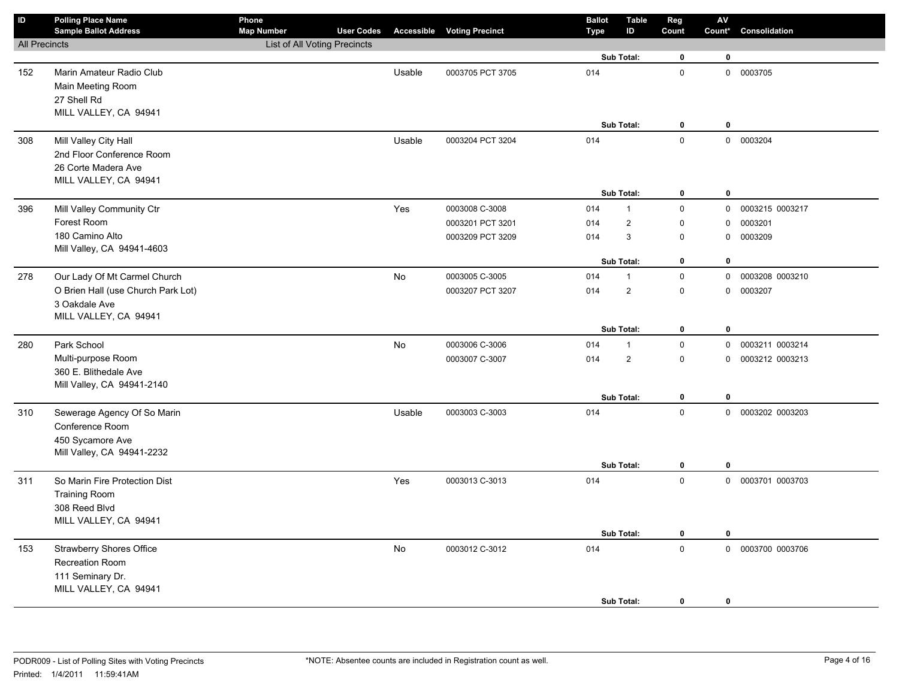| ID | Polling Place Name<br>Sample Ballot Address | Phone<br>Map Number | User Codes | Accessible | Voting Precinct | Ballot Type | Table ID | Reg Count | AV Count* | Consolidation |
|---|---|---|---|---|---|---|---|---|---|---|
| All Precincts | | List of All Voting Precincts | | | | | | | | |
| | | | | | | | Sub Total: | 0 | 0 | |
| 152 | Marin Amateur Radio Club<br>Main Meeting Room<br>27 Shell Rd<br>MILL VALLEY, CA 94941 | | | Usable | 0003705 PCT 3705 | 014 | | 0 | 0 | 0003705 |
| | | | | | | | Sub Total: | 0 | 0 | |
| 308 | Mill Valley City Hall<br>2nd Floor Conference Room<br>26 Corte Madera Ave<br>MILL VALLEY, CA 94941 | | | Usable | 0003204 PCT 3204 | 014 | | 0 | 0 | 0003204 |
| | | | | | | | Sub Total: | 0 | 0 | |
| 396 | Mill Valley Community Ctr<br>Forest Room<br>180 Camino Alto<br>Mill Valley, CA 94941-4603 | | | Yes | 0003008 C-3008 | 014 | 1 | 0 | 0 | 0003215 0003217 |
| | | | | | 0003201 PCT 3201 | 014 | 2 | 0 | 0 | 0003201 |
| | | | | | 0003209 PCT 3209 | 014 | 3 | 0 | 0 | 0003209 |
| | | | | | | | Sub Total: | 0 | 0 | |
| 278 | Our Lady Of Mt Carmel Church<br>O Brien Hall (use Church Park Lot)<br>3 Oakdale Ave<br>MILL VALLEY, CA 94941 | | | No | 0003005 C-3005 | 014 | 1 | 0 | 0 | 0003208 0003210 |
| | | | | | 0003207 PCT 3207 | 014 | 2 | 0 | 0 | 0003207 |
| | | | | | | | Sub Total: | 0 | 0 | |
| 280 | Park School<br>Multi-purpose Room<br>360 E. Blithedale Ave<br>Mill Valley, CA 94941-2140 | | | No | 0003006 C-3006 | 014 | 1 | 0 | 0 | 0003211 0003214 |
| | | | | | 0003007 C-3007 | 014 | 2 | 0 | 0 | 0003212 0003213 |
| | | | | | | | Sub Total: | 0 | 0 | |
| 310 | Sewerage Agency Of So Marin<br>Conference Room<br>450 Sycamore Ave<br>Mill Valley, CA 94941-2232 | | | Usable | 0003003 C-3003 | 014 | | 0 | 0 | 0003202 0003203 |
| | | | | | | | Sub Total: | 0 | 0 | |
| 311 | So Marin Fire Protection Dist<br>Training Room<br>308 Reed Blvd<br>MILL VALLEY, CA 94941 | | | Yes | 0003013 C-3013 | 014 | | 0 | 0 | 0003701 0003703 |
| | | | | | | | Sub Total: | 0 | 0 | |
| 153 | Strawberry Shores Office<br>Recreation Room<br>111 Seminary Dr.<br>MILL VALLEY, CA 94941 | | | No | 0003012 C-3012 | 014 | | 0 | 0 | 0003700 0003706 |
| | | | | | | | Sub Total: | 0 | 0 | |

PODR009 - List of Polling Sites with Voting Precincts
Printed: 1/4/2011 11:59:41AM

*NOTE: Absentee counts are included in Registration count as well.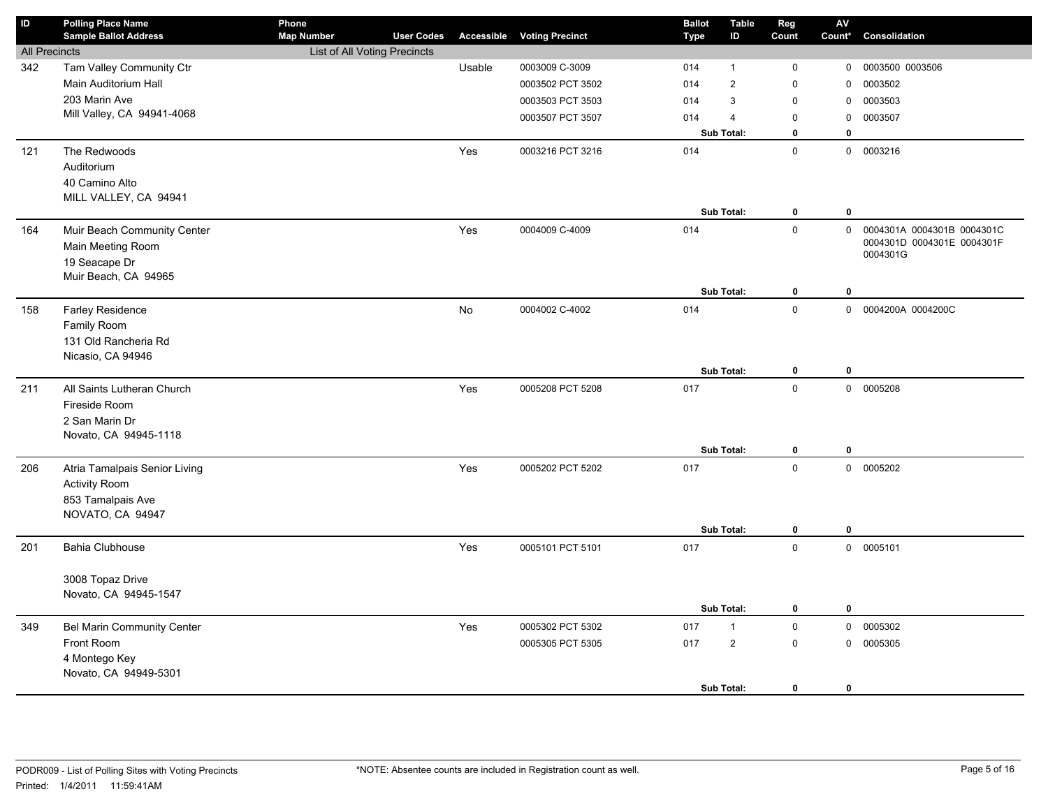| ID | Polling Place Name<br>Sample Ballot Address | Phone<br>Map Number | User Codes | Accessible | Voting Precinct | Ballot Type | Table ID | Reg Count | AV Count* | Consolidation |
|---|---|---|---|---|---|---|---|---|---|---|
| All Precincts | | List of All Voting Precincts | | | | | | | | |
| 342 | Tam Valley Community Ctr | | | Usable | 0003009 C-3009 | 014 | 1 | 0 | 0 | 0003500 0003506 |
| | Main Auditorium Hall | | | | 0003502 PCT 3502 | 014 | 2 | 0 | 0 | 0003502 |
| | 203 Marin Ave | | | | 0003503 PCT 3503 | 014 | 3 | 0 | 0 | 0003503 |
| | Mill Valley, CA 94941-4068 | | | | 0003507 PCT 3507 | 014 | 4 | 0 | 0 | 0003507 |
| | | | | | | | **Sub Total:** | **0** | **0** | |
| 121 | The Redwoods | | | Yes | 0003216 PCT 3216 | 014 | | 0 | 0 | 0003216 |
| | Auditorium | | | | | | | | | |
| | 40 Camino Alto | | | | | | | | | |
| | MILL VALLEY, CA 94941 | | | | | | | | | |
| | | | | | | | **Sub Total:** | **0** | **0** | |
| 164 | Muir Beach Community Center | | | Yes | 0004009 C-4009 | 014 | | 0 | 0 | 0004301A 0004301B 0004301C 0004301D 0004301E 0004301F 0004301G |
| | Main Meeting Room | | | | | | | | | |
| | 19 Seacape Dr | | | | | | | | | |
| | Muir Beach, CA 94965 | | | | | | | | | |
| | | | | | | | **Sub Total:** | **0** | **0** | |
| 158 | Farley Residence | | | No | 0004002 C-4002 | 014 | | 0 | 0 | 0004200A 0004200C |
| | Family Room | | | | | | | | | |
| | 131 Old Rancheria Rd | | | | | | | | | |
| | Nicasio, CA 94946 | | | | | | | | | |
| | | | | | | | **Sub Total:** | **0** | **0** | |
| 211 | All Saints Lutheran Church | | | Yes | 0005208 PCT 5208 | 017 | | 0 | 0 | 0005208 |
| | Fireside Room | | | | | | | | | |
| | 2 San Marin Dr | | | | | | | | | |
| | Novato, CA 94945-1118 | | | | | | | | | |
| | | | | | | | **Sub Total:** | **0** | **0** | |
| 206 | Atria Tamalpais Senior Living | | | Yes | 0005202 PCT 5202 | 017 | | 0 | 0 | 0005202 |
| | Activity Room | | | | | | | | | |
| | 853 Tamalpais Ave | | | | | | | | | |
| | NOVATO, CA 94947 | | | | | | | | | |
| | | | | | | | **Sub Total:** | **0** | **0** | |
| 201 | Bahia Clubhouse | | | Yes | 0005101 PCT 5101 | 017 | | 0 | 0 | 0005101 |
| | 3008 Topaz Drive | | | | | | | | | |
| | Novato, CA 94945-1547 | | | | | | | | | |
| | | | | | | | **Sub Total:** | **0** | **0** | |
| 349 | Bel Marin Community Center | | | Yes | 0005302 PCT 5302 | 017 | 1 | 0 | 0 | 0005302 |
| | Front Room | | | | 0005305 PCT 5305 | 017 | 2 | 0 | 0 | 0005305 |
| | 4 Montego Key | | | | | | | | | |
| | Novato, CA 94949-5301 | | | | | | | | | |
| | | | | | | | **Sub Total:** | **0** | **0** | |

PODR009 - List of Polling Sites with Voting Precincts

Printed: 1/4/2011 11:59:41AM

*NOTE: Absentee counts are included in Registration count as well.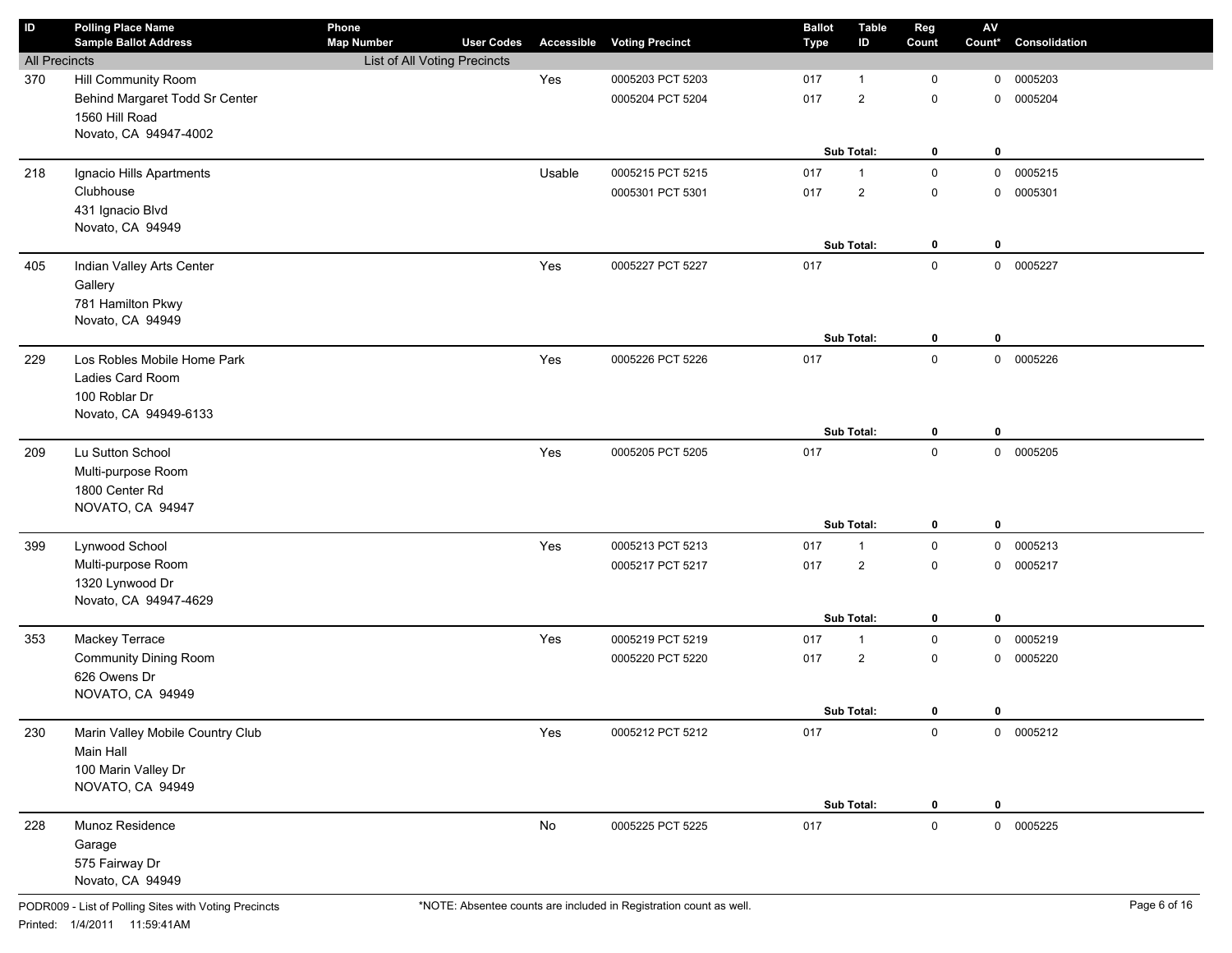| ID | Polling Place Name / Sample Ballot Address | Phone / Map Number | User Codes | Accessible | Voting Precinct | Ballot Type | Table ID | Reg Count | AV Count* | Consolidation |
|---|---|---|---|---|---|---|---|---|---|---|
| All Precincts | | List of All Voting Precincts | | | | | | | | |
| 370 | Hill Community Room | | | Yes | 0005203 PCT 5203 | 017 | 1 | 0 | 0 | 0005203 |
| | Behind Margaret Todd Sr Center | | | | 0005204 PCT 5204 | 017 | 2 | 0 | 0 | 0005204 |
| | 1560 Hill Road | | | | | | | | | |
| | Novato, CA 94947-4002 | | | | | | | | | |
| | | | | | | | **Sub Total:** | **0** | **0** | |
| 218 | Ignacio Hills Apartments | | | Usable | 0005215 PCT 5215 | 017 | 1 | 0 | 0 | 0005215 |
| | Clubhouse | | | | 0005301 PCT 5301 | 017 | 2 | 0 | 0 | 0005301 |
| | 431 Ignacio Blvd | | | | | | | | | |
| | Novato, CA 94949 | | | | | | | | | |
| | | | | | | | **Sub Total:** | **0** | **0** | |
| 405 | Indian Valley Arts Center | | | Yes | 0005227 PCT 5227 | 017 | | 0 | 0 | 0005227 |
| | Gallery | | | | | | | | | |
| | 781 Hamilton Pkwy | | | | | | | | | |
| | Novato, CA 94949 | | | | | | | | | |
| | | | | | | | **Sub Total:** | **0** | **0** | |
| 229 | Los Robles Mobile Home Park | | | Yes | 0005226 PCT 5226 | 017 | | 0 | 0 | 0005226 |
| | Ladies Card Room | | | | | | | | | |
| | 100 Roblar Dr | | | | | | | | | |
| | Novato, CA 94949-6133 | | | | | | | | | |
| | | | | | | | **Sub Total:** | **0** | **0** | |
| 209 | Lu Sutton School | | | Yes | 0005205 PCT 5205 | 017 | | 0 | 0 | 0005205 |
| | Multi-purpose Room | | | | | | | | | |
| | 1800 Center Rd | | | | | | | | | |
| | NOVATO, CA 94947 | | | | | | | | | |
| | | | | | | | **Sub Total:** | **0** | **0** | |
| 399 | Lynwood School | | | Yes | 0005213 PCT 5213 | 017 | 1 | 0 | 0 | 0005213 |
| | Multi-purpose Room | | | | 0005217 PCT 5217 | 017 | 2 | 0 | 0 | 0005217 |
| | 1320 Lynwood Dr | | | | | | | | | |
| | Novato, CA 94947-4629 | | | | | | | | | |
| | | | | | | | **Sub Total:** | **0** | **0** | |
| 353 | Mackey Terrace | | | Yes | 0005219 PCT 5219 | 017 | 1 | 0 | 0 | 0005219 |
| | Community Dining Room | | | | 0005220 PCT 5220 | 017 | 2 | 0 | 0 | 0005220 |
| | 626 Owens Dr | | | | | | | | | |
| | NOVATO, CA 94949 | | | | | | | | | |
| | | | | | | | **Sub Total:** | **0** | **0** | |
| 230 | Marin Valley Mobile Country Club | | | Yes | 0005212 PCT 5212 | 017 | | 0 | 0 | 0005212 |
| | Main Hall | | | | | | | | | |
| | 100 Marin Valley Dr | | | | | | | | | |
| | NOVATO, CA 94949 | | | | | | | | | |
| | | | | | | | **Sub Total:** | **0** | **0** | |
| 228 | Munoz Residence | | | No | 0005225 PCT 5225 | 017 | | 0 | 0 | 0005225 |
| | Garage | | | | | | | | | |
| | 575 Fairway Dr | | | | | | | | | |
| | Novato, CA 94949 | | | | | | | | | |

PODR009 - List of Polling Sites with Voting Precincts

Printed: 1/4/2011 11:59:41AM

*NOTE: Absentee counts are included in Registration count as well.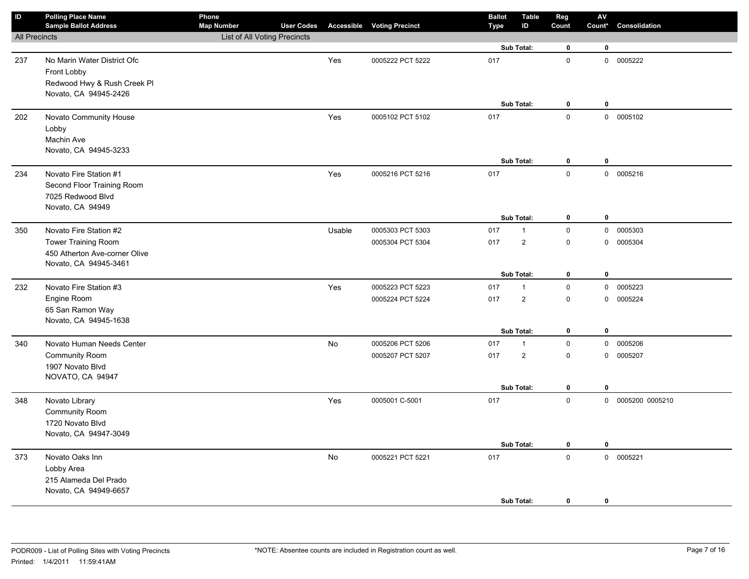| ID | Polling Place Name / Sample Ballot Address | Phone / Map Number | User Codes | Accessible | Voting Precinct | Ballot Type | Table ID | Reg Count | AV Count* | Consolidation |
|---|---|---|---|---|---|---|---|---|---|---|
| All Precincts | | List of All Voting Precincts | | | | | | | | |
| | | | | | | | Sub Total: | 0 | 0 | |
| 237 | No Marin Water District Ofc<br>Front Lobby<br>Redwood Hwy & Rush Creek Pl<br>Novato, CA 94945-2426 | | | Yes | 0005222 PCT 5222 | 017 | | 0 | 0 | 0005222 |
| | | | | | | | Sub Total: | 0 | 0 | |
| 202 | Novato Community House<br>Lobby<br>Machin Ave<br>Novato, CA 94945-3233 | | | Yes | 0005102 PCT 5102 | 017 | | 0 | 0 | 0005102 |
| | | | | | | | Sub Total: | 0 | 0 | |
| 234 | Novato Fire Station #1<br>Second Floor Training Room<br>7025 Redwood Blvd<br>Novato, CA 94949 | | | Yes | 0005216 PCT 5216 | 017 | | 0 | 0 | 0005216 |
| | | | | | | | Sub Total: | 0 | 0 | |
| 350 | Novato Fire Station #2<br>Tower Training Room<br>450 Atherton Ave-corner Olive<br>Novato, CA 94945-3461 | | | Usable | 0005303 PCT 5303 | 017 | 1 | 0 | 0 | 0005303 |
| | | | | | 0005304 PCT 5304 | 017 | 2 | 0 | 0 | 0005304 |
| | | | | | | | Sub Total: | 0 | 0 | |
| 232 | Novato Fire Station #3<br>Engine Room<br>65 San Ramon Way<br>Novato, CA 94945-1638 | | | Yes | 0005223 PCT 5223 | 017 | 1 | 0 | 0 | 0005223 |
| | | | | | 0005224 PCT 5224 | 017 | 2 | 0 | 0 | 0005224 |
| | | | | | | | Sub Total: | 0 | 0 | |
| 340 | Novato Human Needs Center<br>Community Room<br>1907 Novato Blvd<br>NOVATO, CA 94947 | | | No | 0005206 PCT 5206 | 017 | 1 | 0 | 0 | 0005206 |
| | | | | | 0005207 PCT 5207 | 017 | 2 | 0 | 0 | 0005207 |
| | | | | | | | Sub Total: | 0 | 0 | |
| 348 | Novato Library<br>Community Room<br>1720 Novato Blvd<br>Novato, CA 94947-3049 | | | Yes | 0005001 C-5001 | 017 | | 0 | 0 | 0005200 0005210 |
| | | | | | | | Sub Total: | 0 | 0 | |
| 373 | Novato Oaks Inn<br>Lobby Area<br>215 Alameda Del Prado<br>Novato, CA 94949-6657 | | | No | 0005221 PCT 5221 | 017 | | 0 | 0 | 0005221 |
| | | | | | | | Sub Total: | 0 | 0 | |

PODR009 - List of Polling Sites with Voting Precincts
Printed: 1/4/2011 11:59:41AM

*NOTE: Absentee counts are included in Registration count as well.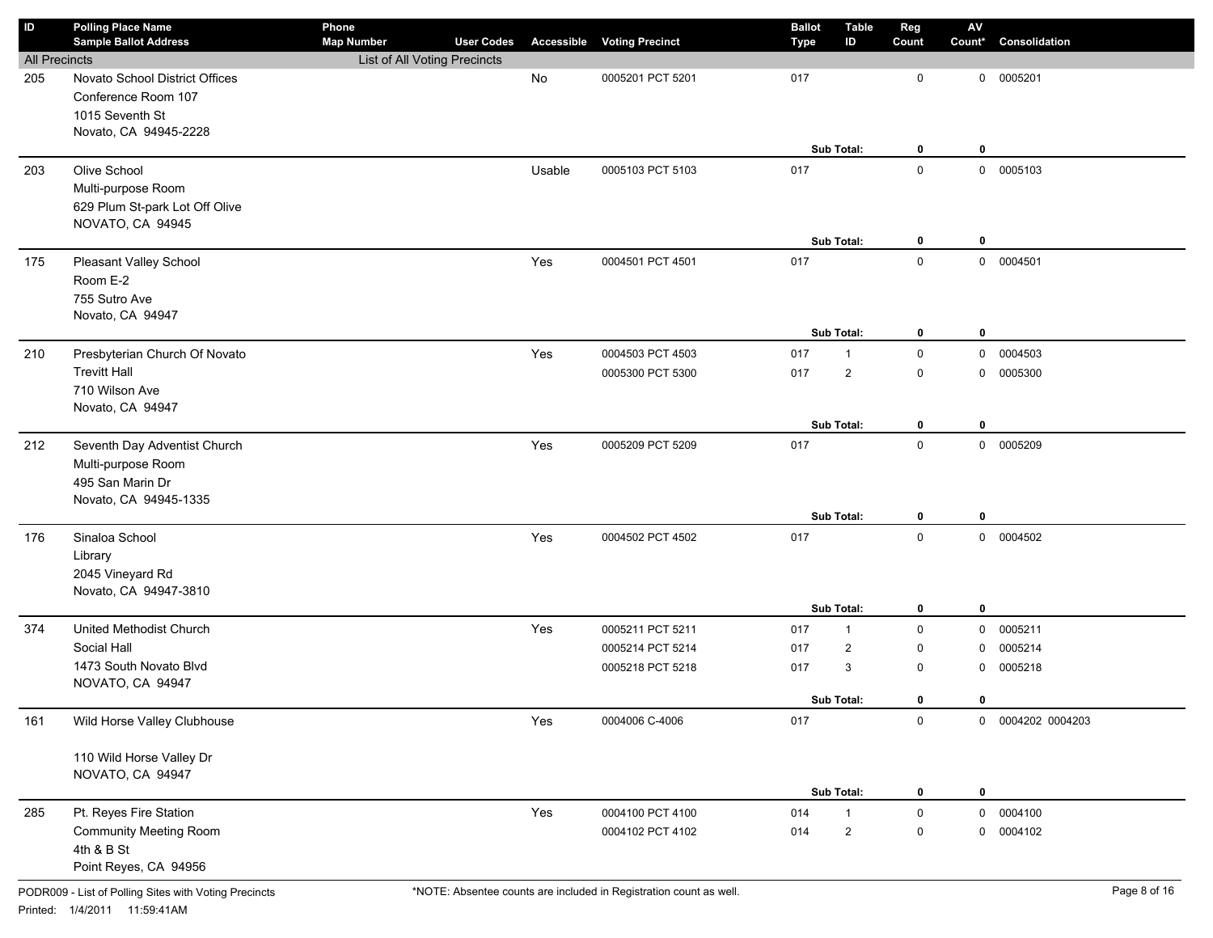| ID | Polling Place Name<br>Sample Ballot Address | Phone<br>Map Number | User Codes | Accessible | Voting Precinct | Ballot Type | Table ID | Reg Count | AV Count* | Consolidation |
|---|---|---|---|---|---|---|---|---|---|---|
| All Precincts | | List of All Voting Precincts | | | | | | | | |
| 205 | Novato School District Offices<br>Conference Room 107<br>1015 Seventh St<br>Novato, CA 94945-2228 | | | No | 0005201 PCT 5201 | 017 | | 0 | 0 | 0005201 |
| | | | | | | | **Sub Total:** | **0** | **0** | |
| 203 | Olive School<br>Multi-purpose Room<br>629 Plum St-park Lot Off Olive<br>NOVATO, CA 94945 | | | Usable | 0005103 PCT 5103 | 017 | | 0 | 0 | 0005103 |
| | | | | | | | **Sub Total:** | **0** | **0** | |
| 175 | Pleasant Valley School<br>Room E-2<br>755 Sutro Ave<br>Novato, CA 94947 | | | Yes | 0004501 PCT 4501 | 017 | | 0 | 0 | 0004501 |
| | | | | | | | **Sub Total:** | **0** | **0** | |
| 210 | Presbyterian Church Of Novato<br>Trevitt Hall<br>710 Wilson Ave<br>Novato, CA 94947 | | | Yes | 0004503 PCT 4503 | 017 | 1 | 0 | 0 | 0004503 |
| | | | | | 0005300 PCT 5300 | 017 | 2 | 0 | 0 | 0005300 |
| | | | | | | | **Sub Total:** | **0** | **0** | |
| 212 | Seventh Day Adventist Church<br>Multi-purpose Room<br>495 San Marin Dr<br>Novato, CA 94945-1335 | | | Yes | 0005209 PCT 5209 | 017 | | 0 | 0 | 0005209 |
| | | | | | | | **Sub Total:** | **0** | **0** | |
| 176 | Sinaloa School<br>Library<br>2045 Vineyard Rd<br>Novato, CA 94947-3810 | | | Yes | 0004502 PCT 4502 | 017 | | 0 | 0 | 0004502 |
| | | | | | | | **Sub Total:** | **0** | **0** | |
| 374 | United Methodist Church<br>Social Hall<br>1473 South Novato Blvd<br>NOVATO, CA 94947 | | | Yes | 0005211 PCT 5211 | 017 | 1 | 0 | 0 | 0005211 |
| | | | | | 0005214 PCT 5214 | 017 | 2 | 0 | 0 | 0005214 |
| | | | | | 0005218 PCT 5218 | 017 | 3 | 0 | 0 | 0005218 |
| | | | | | | | **Sub Total:** | **0** | **0** | |
| 161 | Wild Horse Valley Clubhouse<br><br>110 Wild Horse Valley Dr<br>NOVATO, CA 94947 | | | Yes | 0004006 C-4006 | 017 | | 0 | 0 | 0004202 0004203 |
| | | | | | | | **Sub Total:** | **0** | **0** | |
| 285 | Pt. Reyes Fire Station<br>Community Meeting Room<br>4th & B St<br>Point Reyes, CA 94956 | | | Yes | 0004100 PCT 4100 | 014 | 1 | 0 | 0 | 0004100 |
| | | | | | 0004102 PCT 4102 | 014 | 2 | 0 | 0 | 0004102 |

PODR009 - List of Polling Sites with Voting Precincts

Printed: 1/4/2011 11:59:41AM

*NOTE: Absentee counts are included in Registration count as well.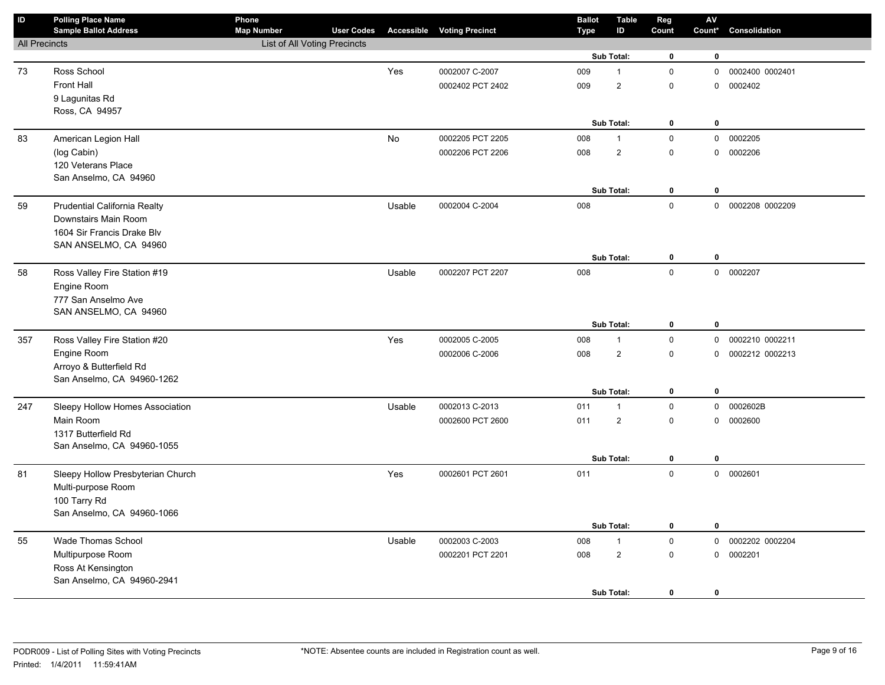| ID | Polling Place Name<br>Sample Ballot Address | Phone<br>Map Number | User Codes | Accessible | Voting Precinct | Ballot Type | Table ID | Reg Count | AV Count* | Consolidation |
|---|---|---|---|---|---|---|---|---|---|---|
| All Precincts | | List of All Voting Precincts | | | | | | | | |
| | | | | | | | Sub Total: | **0** | **0** | |
| 73 | Ross School<br>Front Hall<br>9 Lagunitas Rd<br>Ross, CA 94957 | | | Yes | 0002007 C-2007 | 009 | 1 | 0 | 0 | 0002400 0002401 |
| | | | | | 0002402 PCT 2402 | 009 | 2 | 0 | 0 | 0002402 |
| | | | | | | | Sub Total: | **0** | **0** | |
| 83 | American Legion Hall<br>(log Cabin)<br>120 Veterans Place<br>San Anselmo, CA 94960 | | | No | 0002205 PCT 2205 | 008 | 1 | 0 | 0 | 0002205 |
| | | | | | 0002206 PCT 2206 | 008 | 2 | 0 | 0 | 0002206 |
| | | | | | | | Sub Total: | **0** | **0** | |
| 59 | Prudential California Realty<br>Downstairs Main Room<br>1604 Sir Francis Drake Blv<br>SAN ANSELMO, CA 94960 | | | Usable | 0002004 C-2004 | 008 | | 0 | 0 | 0002208 0002209 |
| | | | | | | | Sub Total: | **0** | **0** | |
| 58 | Ross Valley Fire Station #19<br>Engine Room<br>777 San Anselmo Ave<br>SAN ANSELMO, CA 94960 | | | Usable | 0002207 PCT 2207 | 008 | | 0 | 0 | 0002207 |
| | | | | | | | Sub Total: | **0** | **0** | |
| 357 | Ross Valley Fire Station #20<br>Engine Room<br>Arroyo & Butterfield Rd<br>San Anselmo, CA 94960-1262 | | | Yes | 0002005 C-2005 | 008 | 1 | 0 | 0 | 0002210 0002211 |
| | | | | | 0002006 C-2006 | 008 | 2 | 0 | 0 | 0002212 0002213 |
| | | | | | | | Sub Total: | **0** | **0** | |
| 247 | Sleepy Hollow Homes Association<br>Main Room<br>1317 Butterfield Rd<br>San Anselmo, CA 94960-1055 | | | Usable | 0002013 C-2013 | 011 | 1 | 0 | 0 | 0002602B |
| | | | | | 0002600 PCT 2600 | 011 | 2 | 0 | 0 | 0002600 |
| | | | | | | | Sub Total: | **0** | **0** | |
| 81 | Sleepy Hollow Presbyterian Church<br>Multi-purpose Room<br>100 Tarry Rd<br>San Anselmo, CA 94960-1066 | | | Yes | 0002601 PCT 2601 | 011 | | 0 | 0 | 0002601 |
| | | | | | | | Sub Total: | **0** | **0** | |
| 55 | Wade Thomas School<br>Multipurpose Room<br>Ross At Kensington<br>San Anselmo, CA 94960-2941 | | | Usable | 0002003 C-2003 | 008 | 1 | 0 | 0 | 0002202 0002204 |
| | | | | | 0002201 PCT 2201 | 008 | 2 | 0 | 0 | 0002201 |
| | | | | | | | Sub Total: | **0** | **0** | |

PODR009 - List of Polling Sites with Voting Precincts
Printed: 1/4/2011 11:59:41AM

*NOTE: Absentee counts are included in Registration count as well.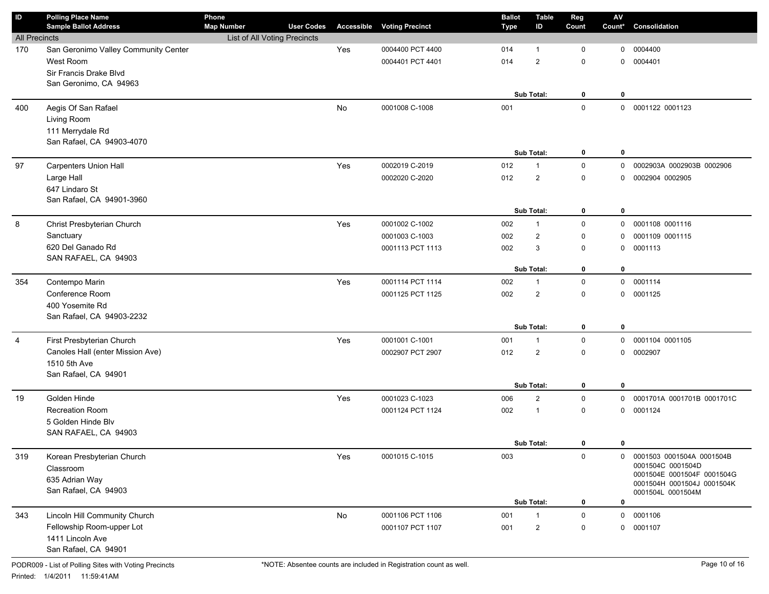| ID | Polling Place Name<br>Sample Ballot Address | Phone<br>Map Number | User Codes | Accessible | Voting Precinct | Ballot Type | Table ID | Reg Count | AV Count* | Consolidation |
|---|---|---|---|---|---|---|---|---|---|---|
| All Precincts | | List of All Voting Precincts | | | | | | | | |
| 170 | San Geronimo Valley Community Center | | | Yes | 0004400 PCT 4400 | 014 | 1 | 0 | 0 | 0004400 |
| | West Room | | | | 0004401 PCT 4401 | 014 | 2 | 0 | 0 | 0004401 |
| | Sir Francis Drake Blvd | | | | | | | | | |
| | San Geronimo, CA 94963 | | | | | | | | | |
| | | | | | | | **Sub Total:** | **0** | **0** | |
| 400 | Aegis Of San Rafael | | | No | 0001008 C-1008 | 001 | | 0 | 0 | 0001122 0001123 |
| | Living Room | | | | | | | | | |
| | 111 Merrydale Rd | | | | | | | | | |
| | San Rafael, CA 94903-4070 | | | | | | | | | |
| | | | | | | | **Sub Total:** | **0** | **0** | |
| 97 | Carpenters Union Hall | | | Yes | 0002019 C-2019 | 012 | 1 | 0 | 0 | 0002903A 0002903B 0002906 |
| | Large Hall | | | | 0002020 C-2020 | 012 | 2 | 0 | 0 | 0002904 0002905 |
| | 647 Lindaro St | | | | | | | | | |
| | San Rafael, CA 94901-3960 | | | | | | | | | |
| | | | | | | | **Sub Total:** | **0** | **0** | |
| 8 | Christ Presbyterian Church | | | Yes | 0001002 C-1002 | 002 | 1 | 0 | 0 | 0001108 0001116 |
| | Sanctuary | | | | 0001003 C-1003 | 002 | 2 | 0 | 0 | 0001109 0001115 |
| | 620 Del Ganado Rd | | | | 0001113 PCT 1113 | 002 | 3 | 0 | 0 | 0001113 |
| | SAN RAFAEL, CA 94903 | | | | | | | | | |
| | | | | | | | **Sub Total:** | **0** | **0** | |
| 354 | Contempo Marin | | | Yes | 0001114 PCT 1114 | 002 | 1 | 0 | 0 | 0001114 |
| | Conference Room | | | | 0001125 PCT 1125 | 002 | 2 | 0 | 0 | 0001125 |
| | 400 Yosemite Rd | | | | | | | | | |
| | San Rafael, CA 94903-2232 | | | | | | | | | |
| | | | | | | | **Sub Total:** | **0** | **0** | |
| 4 | First Presbyterian Church | | | Yes | 0001001 C-1001 | 001 | 1 | 0 | 0 | 0001104 0001105 |
| | Canoles Hall (enter Mission Ave) | | | | 0002907 PCT 2907 | 012 | 2 | 0 | 0 | 0002907 |
| | 1510 5th Ave | | | | | | | | | |
| | San Rafael, CA 94901 | | | | | | | | | |
| | | | | | | | **Sub Total:** | **0** | **0** | |
| 19 | Golden Hinde | | | Yes | 0001023 C-1023 | 006 | 2 | 0 | 0 | 0001701A 0001701B 0001701C |
| | Recreation Room | | | | 0001124 PCT 1124 | 002 | 1 | 0 | 0 | 0001124 |
| | 5 Golden Hinde Blv | | | | | | | | | |
| | SAN RAFAEL, CA 94903 | | | | | | | | | |
| | | | | | | | **Sub Total:** | **0** | **0** | |
| 319 | Korean Presbyterian Church | | | Yes | 0001015 C-1015 | 003 | | 0 | 0 | 0001503 0001504A 0001504B 0001504C 0001504D 0001504E 0001504F 0001504G 0001504H 0001504J 0001504K 0001504L 0001504M |
| | Classroom | | | | | | | | | |
| | 635 Adrian Way | | | | | | | | | |
| | San Rafael, CA 94903 | | | | | | | | | |
| | | | | | | | **Sub Total:** | **0** | **0** | |
| 343 | Lincoln Hill Community Church | | | No | 0001106 PCT 1106 | 001 | 1 | 0 | 0 | 0001106 |
| | Fellowship Room-upper Lot | | | | 0001107 PCT 1107 | 001 | 2 | 0 | 0 | 0001107 |
| | 1411 Lincoln Ave | | | | | | | | | |
| | San Rafael, CA 94901 | | | | | | | | | |

PODR009 - List of Polling Sites with Voting Precincts

*NOTE: Absentee counts are included in Registration count as well.

Printed: 1/4/2011 11:59:41AM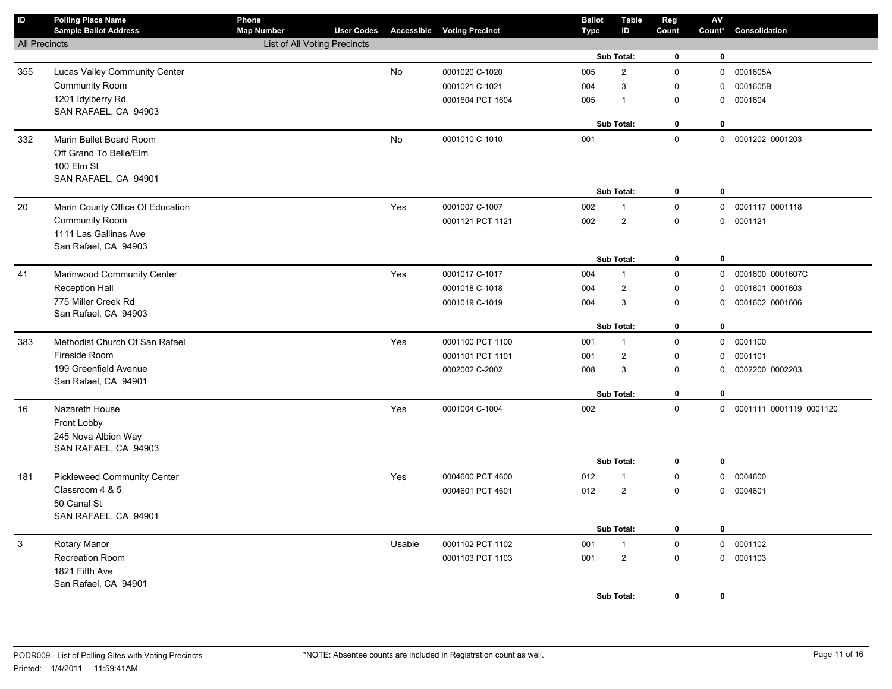| ID | Polling Place Name<br>Sample Ballot Address | Phone<br>Map Number | User Codes | Accessible | Voting Precinct | Ballot Type | Table ID | Reg Count | AV Count* | Consolidation |
|---|---|---|---|---|---|---|---|---|---|---|
| All Precincts | | List of All Voting Precincts | | | | | | | | |
| | | | | | | | Sub Total: | **0** | **0** | |
| 355 | Lucas Valley Community Center | | | No | 0001020 C-1020 | 005 | 2 | 0 | 0 | 0001605A |
| | Community Room | | | | 0001021 C-1021 | 004 | 3 | 0 | 0 | 0001605B |
| | 1201 Idylberry Rd | | | | 0001604 PCT 1604 | 005 | 1 | 0 | 0 | 0001604 |
| | SAN RAFAEL, CA 94903 | | | | | | | | | |
| | | | | | | | Sub Total: | **0** | **0** | |
| 332 | Marin Ballet Board Room | | | No | 0001010 C-1010 | 001 | | 0 | 0 | 0001202 0001203 |
| | Off Grand To Belle/Elm | | | | | | | | | |
| | 100 Elm St | | | | | | | | | |
| | SAN RAFAEL, CA 94901 | | | | | | | | | |
| | | | | | | | Sub Total: | **0** | **0** | |
| 20 | Marin County Office Of Education | | | Yes | 0001007 C-1007 | 002 | 1 | 0 | 0 | 0001117 0001118 |
| | Community Room | | | | 0001121 PCT 1121 | 002 | 2 | 0 | 0 | 0001121 |
| | 1111 Las Gallinas Ave | | | | | | | | | |
| | San Rafael, CA 94903 | | | | | | | | | |
| | | | | | | | Sub Total: | **0** | **0** | |
| 41 | Marinwood Community Center | | | Yes | 0001017 C-1017 | 004 | 1 | 0 | 0 | 0001600 0001607C |
| | Reception Hall | | | | 0001018 C-1018 | 004 | 2 | 0 | 0 | 0001601 0001603 |
| | 775 Miller Creek Rd | | | | 0001019 C-1019 | 004 | 3 | 0 | 0 | 0001602 0001606 |
| | San Rafael, CA 94903 | | | | | | | | | |
| | | | | | | | Sub Total: | **0** | **0** | |
| 383 | Methodist Church Of San Rafael | | | Yes | 0001100 PCT 1100 | 001 | 1 | 0 | 0 | 0001100 |
| | Fireside Room | | | | 0001101 PCT 1101 | 001 | 2 | 0 | 0 | 0001101 |
| | 199 Greenfield Avenue | | | | 0002002 C-2002 | 008 | 3 | 0 | 0 | 0002200 0002203 |
| | San Rafael, CA 94901 | | | | | | | | | |
| | | | | | | | Sub Total: | **0** | **0** | |
| 16 | Nazareth House | | | Yes | 0001004 C-1004 | 002 | | 0 | 0 | 0001111 0001119 0001120 |
| | Front Lobby | | | | | | | | | |
| | 245 Nova Albion Way | | | | | | | | | |
| | SAN RAFAEL, CA 94903 | | | | | | | | | |
| | | | | | | | Sub Total: | **0** | **0** | |
| 181 | Pickleweed Community Center | | | Yes | 0004600 PCT 4600 | 012 | 1 | 0 | 0 | 0004600 |
| | Classroom 4 & 5 | | | | 0004601 PCT 4601 | 012 | 2 | 0 | 0 | 0004601 |
| | 50 Canal St | | | | | | | | | |
| | SAN RAFAEL, CA 94901 | | | | | | | | | |
| | | | | | | | Sub Total: | **0** | **0** | |
| 3 | Rotary Manor | | | Usable | 0001102 PCT 1102 | 001 | 1 | 0 | 0 | 0001102 |
| | Recreation Room | | | | 0001103 PCT 1103 | 001 | 2 | 0 | 0 | 0001103 |
| | 1821 Fifth Ave | | | | | | | | | |
| | San Rafael, CA 94901 | | | | | | | | | |
| | | | | | | | Sub Total: | **0** | **0** | |

PODR009 - List of Polling Sites with Voting Precincts

Printed: 1/4/2011 11:59:41AM

*NOTE: Absentee counts are included in Registration count as well.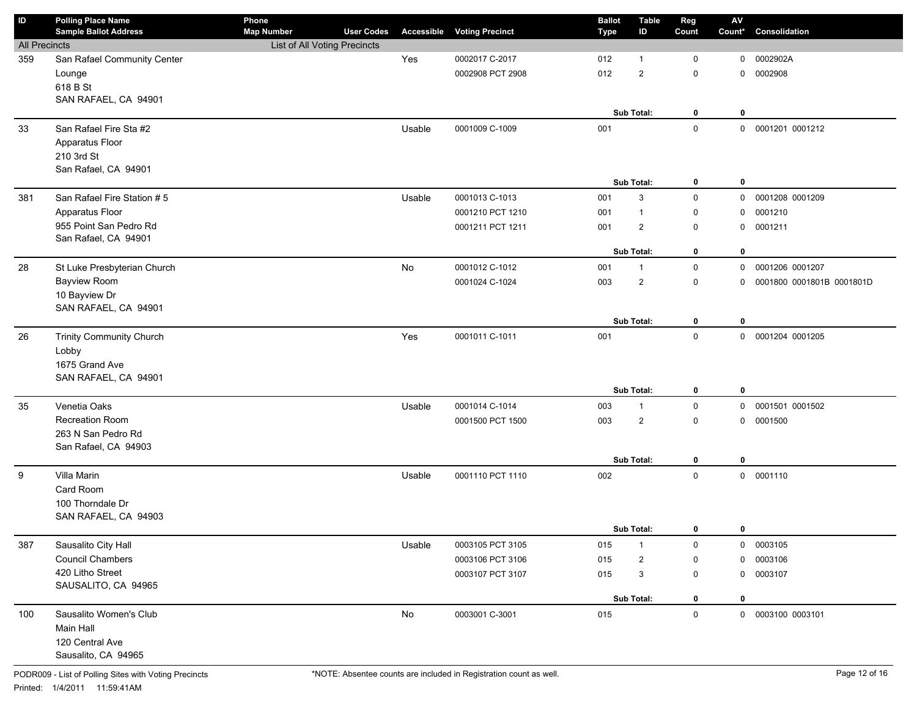| ID | Polling Place Name / Sample Ballot Address | Phone / Map Number | User Codes | Accessible | Voting Precinct | Ballot Type | Table ID | Reg Count | AV Count* | Consolidation |
|---|---|---|---|---|---|---|---|---|---|---|
| All Precincts | | List of All Voting Precincts | | | | | | | | |
| 359 | San Rafael Community Center | | | Yes | 0002017 C-2017 | 012 | 1 | 0 | 0 | 0002902A |
| | Lounge | | | | 0002908 PCT 2908 | 012 | 2 | 0 | 0 | 0002908 |
| | 618 B St | | | | | | | | | |
| | SAN RAFAEL, CA 94901 | | | | | | | | | |
| | | | | | | | Sub Total: | 0 | 0 | |
| 33 | San Rafael Fire Sta #2 | | | Usable | 0001009 C-1009 | 001 | | 0 | 0 | 0001201 0001212 |
| | Apparatus Floor | | | | | | | | | |
| | 210 3rd St | | | | | | | | | |
| | San Rafael, CA 94901 | | | | | | | | | |
| | | | | | | | Sub Total: | 0 | 0 | |
| 381 | San Rafael Fire Station # 5 | | | Usable | 0001013 C-1013 | 001 | 3 | 0 | 0 | 0001208 0001209 |
| | Apparatus Floor | | | | 0001210 PCT 1210 | 001 | 1 | 0 | 0 | 0001210 |
| | 955 Point San Pedro Rd | | | | 0001211 PCT 1211 | 001 | 2 | 0 | 0 | 0001211 |
| | San Rafael, CA 94901 | | | | | | | | | |
| | | | | | | | Sub Total: | 0 | 0 | |
| 28 | St Luke Presbyterian Church | | | No | 0001012 C-1012 | 001 | 1 | 0 | 0 | 0001206 0001207 |
| | Bayview Room | | | | 0001024 C-1024 | 003 | 2 | 0 | 0 | 0001800 0001801B 0001801D |
| | 10 Bayview Dr | | | | | | | | | |
| | SAN RAFAEL, CA 94901 | | | | | | | | | |
| | | | | | | | Sub Total: | 0 | 0 | |
| 26 | Trinity Community Church | | | Yes | 0001011 C-1011 | 001 | | 0 | 0 | 0001204 0001205 |
| | Lobby | | | | | | | | | |
| | 1675 Grand Ave | | | | | | | | | |
| | SAN RAFAEL, CA 94901 | | | | | | | | | |
| | | | | | | | Sub Total: | 0 | 0 | |
| 35 | Venetia Oaks | | | Usable | 0001014 C-1014 | 003 | 1 | 0 | 0 | 0001501 0001502 |
| | Recreation Room | | | | 0001500 PCT 1500 | 003 | 2 | 0 | 0 | 0001500 |
| | 263 N San Pedro Rd | | | | | | | | | |
| | San Rafael, CA 94903 | | | | | | | | | |
| | | | | | | | Sub Total: | 0 | 0 | |
| 9 | Villa Marin | | | Usable | 0001110 PCT 1110 | 002 | | 0 | 0 | 0001110 |
| | Card Room | | | | | | | | | |
| | 100 Thorndale Dr | | | | | | | | | |
| | SAN RAFAEL, CA 94903 | | | | | | | | | |
| | | | | | | | Sub Total: | 0 | 0 | |
| 387 | Sausalito City Hall | | | Usable | 0003105 PCT 3105 | 015 | 1 | 0 | 0 | 0003105 |
| | Council Chambers | | | | 0003106 PCT 3106 | 015 | 2 | 0 | 0 | 0003106 |
| | 420 Litho Street | | | | 0003107 PCT 3107 | 015 | 3 | 0 | 0 | 0003107 |
| | SAUSALITO, CA 94965 | | | | | | | | | |
| | | | | | | | Sub Total: | 0 | 0 | |
| 100 | Sausalito Women's Club | | | No | 0003001 C-3001 | 015 | | 0 | 0 | 0003100 0003101 |
| | Main Hall | | | | | | | | | |
| | 120 Central Ave | | | | | | | | | |
| | Sausalito, CA 94965 | | | | | | | | | |

PODR009 - List of Polling Sites with Voting Precincts

*NOTE: Absentee counts are included in Registration count as well.

Printed: 1/4/2011 11:59:41AM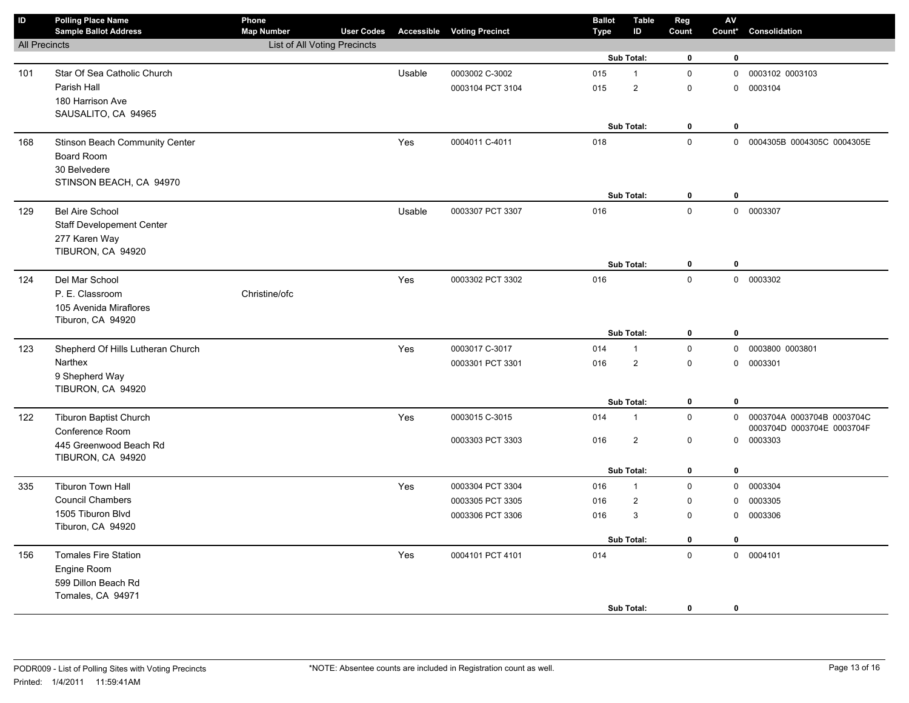| ID | Polling Place Name<br>Sample Ballot Address | Phone<br>Map Number | User Codes | Accessible | Voting Precinct | Ballot Type | Table ID | Reg Count | AV Count* | Consolidation |
|---|---|---|---|---|---|---|---|---|---|---|
| All Precincts | | List of All Voting Precincts | | | | | | | | |
| | | | | | | | Sub Total: | 0 | 0 | |
| 101 | Star Of Sea Catholic Church<br>Parish Hall<br>180 Harrison Ave<br>SAUSALITO, CA 94965 | | | Usable | 0003002 C-3002 | 015 | 1 | 0 | 0 | 0003102 0003103 |
| | | | | | 0003104 PCT 3104 | 015 | 2 | 0 | 0 | 0003104 |
| | | | | | | | Sub Total: | 0 | 0 | |
| 168 | Stinson Beach Community Center<br>Board Room<br>30 Belvedere<br>STINSON BEACH, CA 94970 | | | Yes | 0004011 C-4011 | 018 | | 0 | 0 | 0004305B 0004305C 0004305E |
| | | | | | | | Sub Total: | 0 | 0 | |
| 129 | Bel Aire School<br>Staff Developement Center<br>277 Karen Way<br>TIBURON, CA 94920 | | | Usable | 0003307 PCT 3307 | 016 | | 0 | 0 | 0003307 |
| | | | | | | | Sub Total: | 0 | 0 | |
| 124 | Del Mar School<br>P. E. Classroom<br>105 Avenida Miraflores<br>Tiburon, CA 94920 | Christine/ofc | | Yes | 0003302 PCT 3302 | 016 | | 0 | 0 | 0003302 |
| | | | | | | | Sub Total: | 0 | 0 | |
| 123 | Shepherd Of Hills Lutheran Church<br>Narthex<br>9 Shepherd Way<br>TIBURON, CA 94920 | | | Yes | 0003017 C-3017 | 014 | 1 | 0 | 0 | 0003800 0003801 |
| | | | | | 0003301 PCT 3301 | 016 | 2 | 0 | 0 | 0003301 |
| | | | | | | | Sub Total: | 0 | 0 | |
| 122 | Tiburon Baptist Church<br>Conference Room<br>445 Greenwood Beach Rd<br>TIBURON, CA 94920 | | | Yes | 0003015 C-3015 | 014 | 1 | 0 | 0 | 0003704A 0003704B 0003704C 0003704D 0003704E 0003704F |
| | | | | | 0003303 PCT 3303 | 016 | 2 | 0 | 0 | 0003303 |
| | | | | | | | Sub Total: | 0 | 0 | |
| 335 | Tiburon Town Hall<br>Council Chambers<br>1505 Tiburon Blvd<br>Tiburon, CA 94920 | | | Yes | 0003304 PCT 3304 | 016 | 1 | 0 | 0 | 0003304 |
| | | | | | 0003305 PCT 3305 | 016 | 2 | 0 | 0 | 0003305 |
| | | | | | 0003306 PCT 3306 | 016 | 3 | 0 | 0 | 0003306 |
| | | | | | | | Sub Total: | 0 | 0 | |
| 156 | Tomales Fire Station<br>Engine Room<br>599 Dillon Beach Rd<br>Tomales, CA 94971 | | | Yes | 0004101 PCT 4101 | 014 | | 0 | 0 | 0004101 |
| | | | | | | | Sub Total: | 0 | 0 | |

PODR009 - List of Polling Sites with Voting Precincts

Printed: 1/4/2011 11:59:41AM

*NOTE: Absentee counts are included in Registration count as well.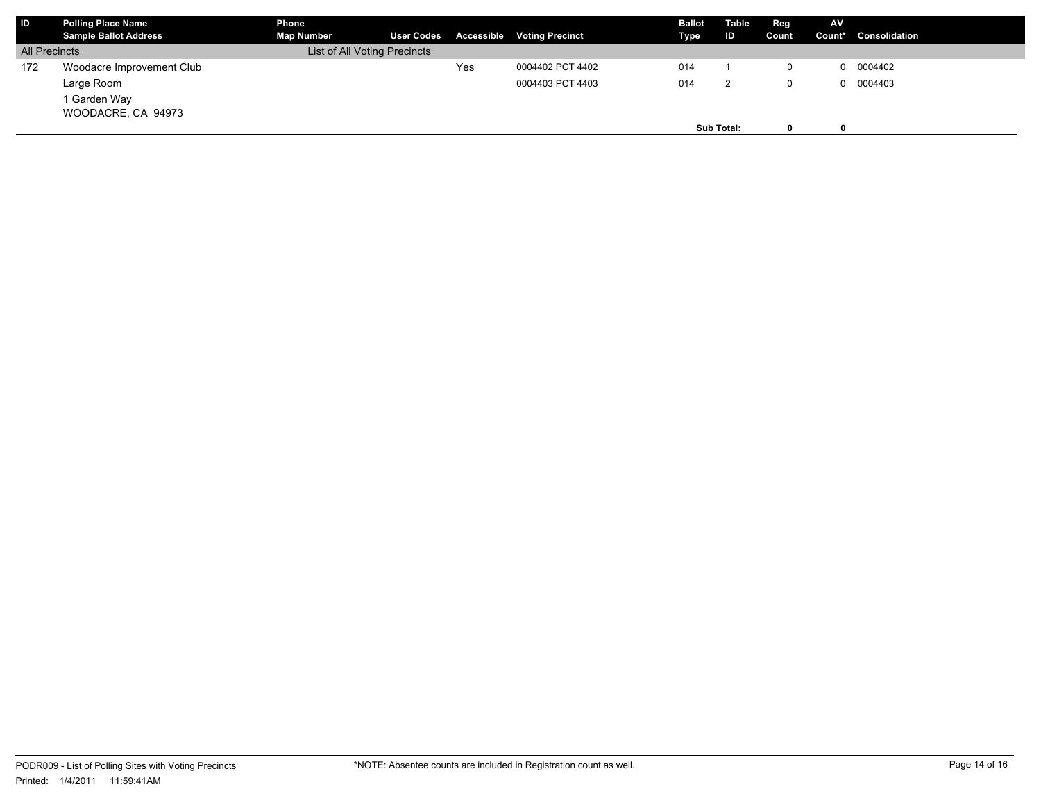| ID | Polling Place Name<br>Sample Ballot Address | Phone<br>Map Number | User Codes | Accessible | Voting Precinct | Ballot Type | Table ID | Reg Count | AV Count* | Consolidation |
|---|---|---|---|---|---|---|---|---|---|---|
| All Precincts | | List of All Voting Precincts | | | | | | | | |
| 172 | Woodacre Improvement Club | | | Yes | 0004402 PCT 4402 | 014 | 1 | 0 | 0 | 0004402 |
| | Large Room | | | | 0004403 PCT 4403 | 014 | 2 | 0 | 0 | 0004403 |
| | 1 Garden Way<br>WOODACRE, CA 94973 | | | | | | | | | |
| | | | | | | | **Sub Total:** | **0** | **0** | |

PODR009 - List of Polling Sites with Voting Precincts

Printed: 1/4/2011 11:59:41AM

*NOTE: Absentee counts are included in Registration count as well.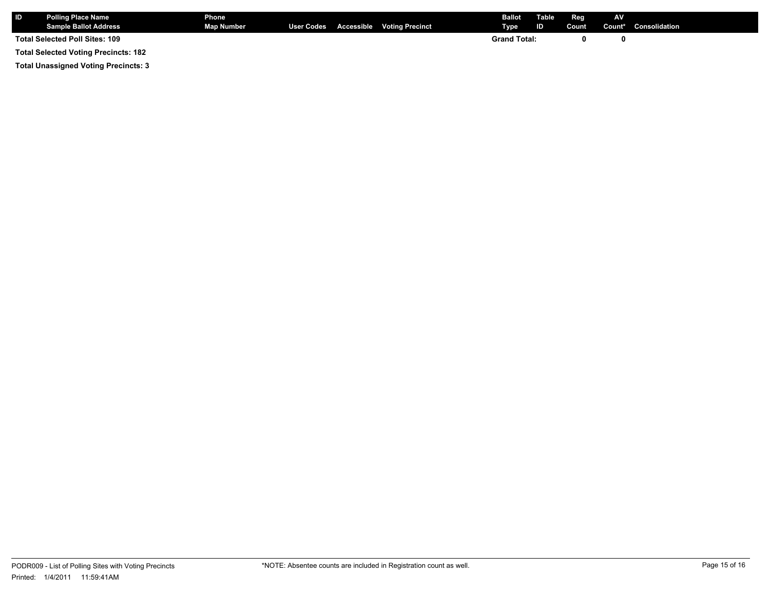| ID | Polling Place Name<br>Sample Ballot Address | Phone<br>Map Number | User Codes | Accessible | Voting Precinct | Ballot Type | Table ID | Reg Count | AV Count* | Consolidation |
|---|---|---|---|---|---|---|---|---|---|---|
| **Total Selected Poll Sites: 109** | | | | | | **Grand Total:** | | **0** | **0** | |

**Total Selected Voting Precincts: 182**

**Total Unassigned Voting Precincts: 3**

PODR009 - List of Polling Sites with Voting Precincts

Printed: 1/4/2011 11:59:41AM

*NOTE: Absentee counts are included in Registration count as well.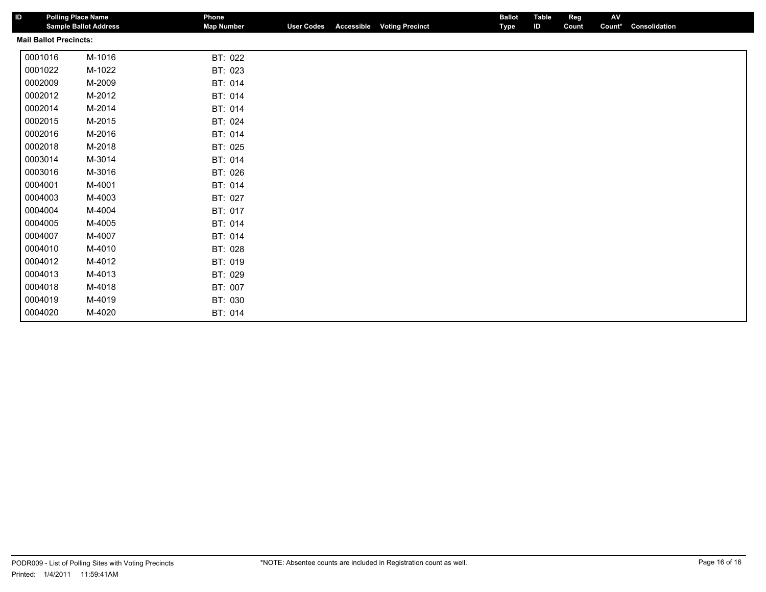| ID | Polling Place Name / Sample Ballot Address | Phone / Map Number | User Codes | Accessible | Voting Precinct | Ballot Type | Table ID | Reg Count | AV Count* | Consolidation |
|---|---|---|---|---|---|---|---|---|---|---|

**Mail Ballot Precincts:**

| | | |
|---|---|---|
| 0001016 | M-1016 | BT: 022 |
| 0001022 | M-1022 | BT: 023 |
| 0002009 | M-2009 | BT: 014 |
| 0002012 | M-2012 | BT: 014 |
| 0002014 | M-2014 | BT: 014 |
| 0002015 | M-2015 | BT: 024 |
| 0002016 | M-2016 | BT: 014 |
| 0002018 | M-2018 | BT: 025 |
| 0003014 | M-3014 | BT: 014 |
| 0003016 | M-3016 | BT: 026 |
| 0004001 | M-4001 | BT: 014 |
| 0004003 | M-4003 | BT: 027 |
| 0004004 | M-4004 | BT: 017 |
| 0004005 | M-4005 | BT: 014 |
| 0004007 | M-4007 | BT: 014 |
| 0004010 | M-4010 | BT: 028 |
| 0004012 | M-4012 | BT: 019 |
| 0004013 | M-4013 | BT: 029 |
| 0004018 | M-4018 | BT: 007 |
| 0004019 | M-4019 | BT: 030 |
| 0004020 | M-4020 | BT: 014 |

PODR009 - List of Polling Sites with Voting Precincts

Printed: 1/4/2011 11:59:41AM

*NOTE: Absentee counts are included in Registration count as well.